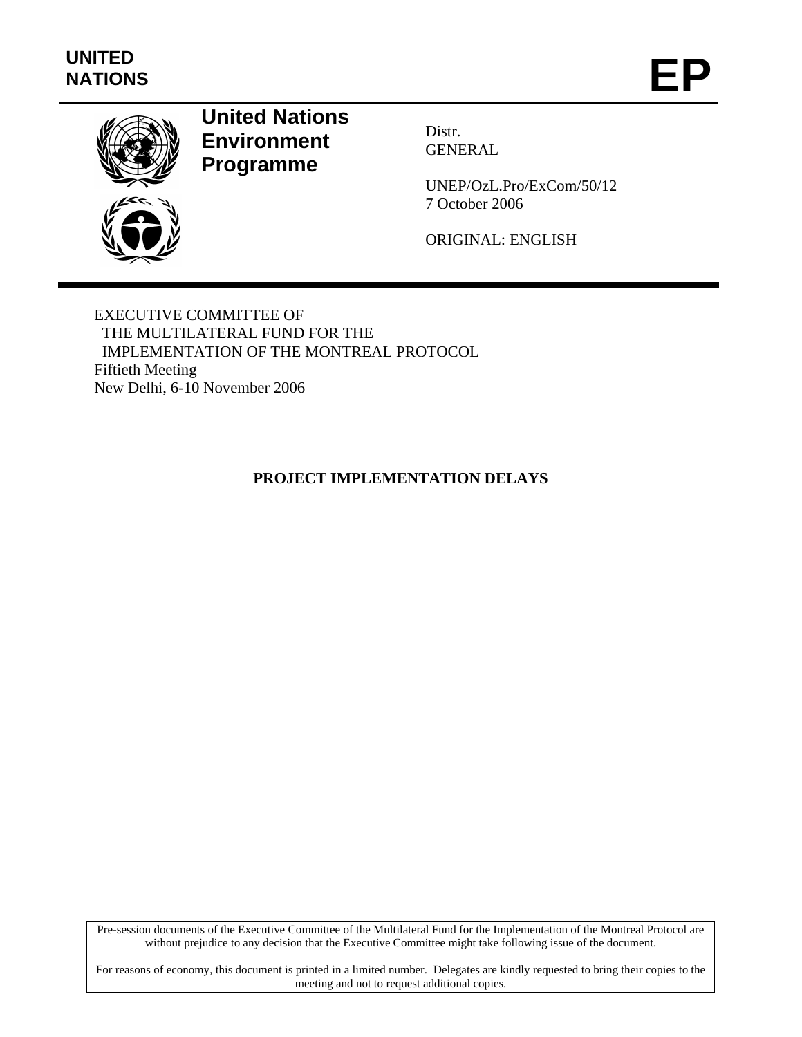UNITED NATIONS

# EP

**United Nations Environment Programme**

Distr.
GENERAL

UNEP/OzL.Pro/ExCom/50/12
7 October 2006

ORIGINAL: ENGLISH

EXECUTIVE COMMITTEE OF
THE MULTILATERAL FUND FOR THE
IMPLEMENTATION OF THE MONTREAL PROTOCOL
Fiftieth Meeting
New Delhi, 6-10 November 2006

## PROJECT IMPLEMENTATION DELAYS

Pre-session documents of the Executive Committee of the Multilateral Fund for the Implementation of the Montreal Protocol are without prejudice to any decision that the Executive Committee might take following issue of the document.

For reasons of economy, this document is printed in a limited number. Delegates are kindly requested to bring their copies to the meeting and not to request additional copies.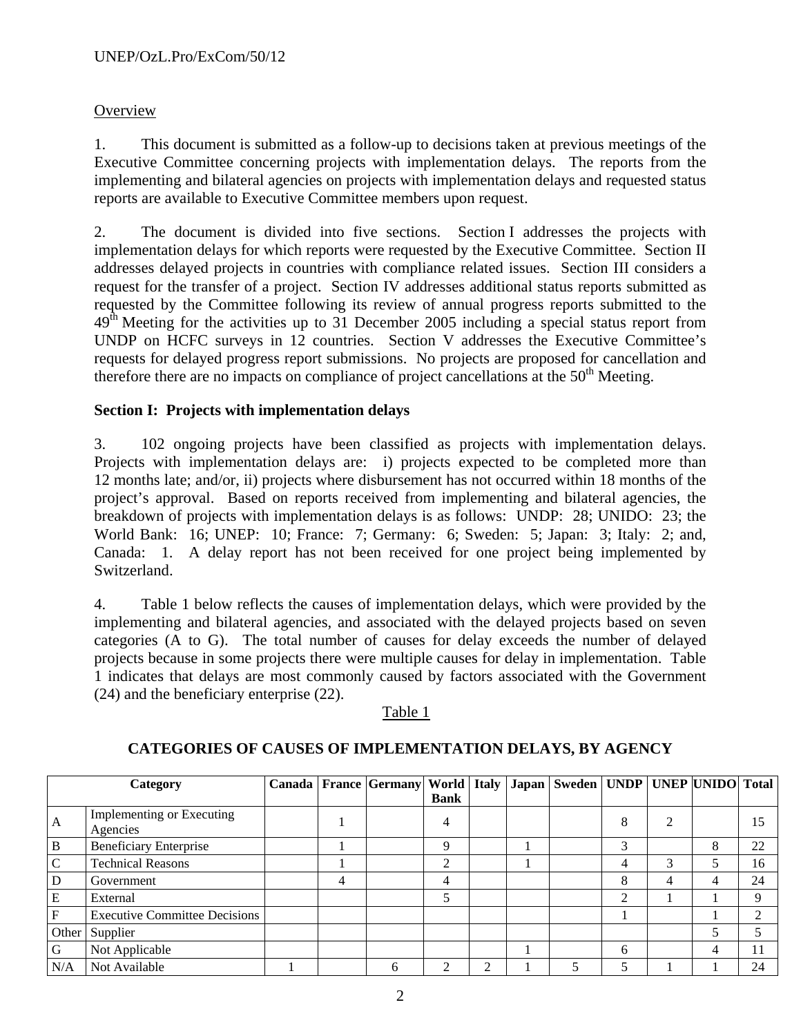## Overview

1. This document is submitted as a follow-up to decisions taken at previous meetings of the Executive Committee concerning projects with implementation delays. The reports from the implementing and bilateral agencies on projects with implementation delays and requested status reports are available to Executive Committee members upon request.

2. The document is divided into five sections. Section I addresses the projects with implementation delays for which reports were requested by the Executive Committee. Section II addresses delayed projects in countries with compliance related issues. Section III considers a request for the transfer of a project. Section IV addresses additional status reports submitted as requested by the Committee following its review of annual progress reports submitted to the 49th Meeting for the activities up to 31 December 2005 including a special status report from UNDP on HCFC surveys in 12 countries. Section V addresses the Executive Committee's requests for delayed progress report submissions. No projects are proposed for cancellation and therefore there are no impacts on compliance of project cancellations at the 50th Meeting.

### Section I: Projects with implementation delays

3. 102 ongoing projects have been classified as projects with implementation delays. Projects with implementation delays are: i) projects expected to be completed more than 12 months late; and/or, ii) projects where disbursement has not occurred within 18 months of the project's approval. Based on reports received from implementing and bilateral agencies, the breakdown of projects with implementation delays is as follows: UNDP: 28; UNIDO: 23; the World Bank: 16; UNEP: 10; France: 7; Germany: 6; Sweden: 5; Japan: 3; Italy: 2; and, Canada: 1. A delay report has not been received for one project being implemented by Switzerland.

4. Table 1 below reflects the causes of implementation delays, which were provided by the implementing and bilateral agencies, and associated with the delayed projects based on seven categories (A to G). The total number of causes for delay exceeds the number of delayed projects because in some projects there were multiple causes for delay in implementation. Table 1 indicates that delays are most commonly caused by factors associated with the Government (24) and the beneficiary enterprise (22).

Table 1

**CATEGORIES OF CAUSES OF IMPLEMENTATION DELAYS, BY AGENCY**

| Category | | Canada | France | Germany | World Bank | Italy | Japan | Sweden | UNDP | UNEP | UNIDO | Total |
|---|---|---|---|---|---|---|---|---|---|---|---|---|
| A | Implementing or Executing Agencies | | 1 | | 4 | | | | 8 | 2 | | 15 |
| B | Beneficiary Enterprise | | 1 | | 9 | | 1 | | 3 | | 8 | 22 |
| C | Technical Reasons | | 1 | | 2 | | 1 | | 4 | 3 | 5 | 16 |
| D | Government | | 4 | | 4 | | | | 8 | 4 | 4 | 24 |
| E | External | | | | 5 | | | | 2 | 1 | 1 | 9 |
| F | Executive Committee Decisions | | | | | | | | 1 | | 1 | 2 |
| Other | Supplier | | | | | | | | | | 5 | 5 |
| G | Not Applicable | | | | | | 1 | | 6 | | 4 | 11 |
| N/A | Not Available | 1 | | 6 | 2 | 2 | 1 | 5 | 5 | 1 | 1 | 24 |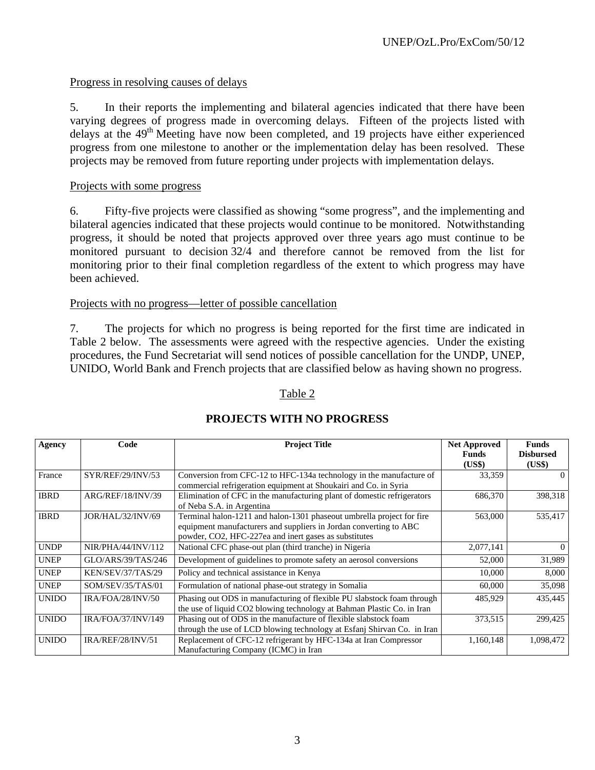Progress in resolving causes of delays

5. In their reports the implementing and bilateral agencies indicated that there have been varying degrees of progress made in overcoming delays. Fifteen of the projects listed with delays at the 49th Meeting have now been completed, and 19 projects have either experienced progress from one milestone to another or the implementation delay has been resolved. These projects may be removed from future reporting under projects with implementation delays.

Projects with some progress

6. Fifty-five projects were classified as showing "some progress", and the implementing and bilateral agencies indicated that these projects would continue to be monitored. Notwithstanding progress, it should be noted that projects approved over three years ago must continue to be monitored pursuant to decision 32/4 and therefore cannot be removed from the list for monitoring prior to their final completion regardless of the extent to which progress may have been achieved.

Projects with no progress—letter of possible cancellation

7. The projects for which no progress is being reported for the first time are indicated in Table 2 below. The assessments were agreed with the respective agencies. Under the existing procedures, the Fund Secretariat will send notices of possible cancellation for the UNDP, UNEP, UNIDO, World Bank and French projects that are classified below as having shown no progress.

Table 2

**PROJECTS WITH NO PROGRESS**

| Agency | Code | Project Title | Net Approved Funds (US$) | Funds Disbursed (US$) |
|---|---|---|---|---|
| France | SYR/REF/29/INV/53 | Conversion from CFC-12 to HFC-134a technology in the manufacture of commercial refrigeration equipment at Shoukairi and Co. in Syria | 33,359 | 0 |
| IBRD | ARG/REF/18/INV/39 | Elimination of CFC in the manufacturing plant of domestic refrigerators of Neba S.A. in Argentina | 686,370 | 398,318 |
| IBRD | JOR/HAL/32/INV/69 | Terminal halon-1211 and halon-1301 phaseout umbrella project for fire equipment manufacturers and suppliers in Jordan converting to ABC powder, CO2, HFC-227ea and inert gases as substitutes | 563,000 | 535,417 |
| UNDP | NIR/PHA/44/INV/112 | National CFC phase-out plan (third tranche) in Nigeria | 2,077,141 | 0 |
| UNEP | GLO/ARS/39/TAS/246 | Development of guidelines to promote safety an aerosol conversions | 52,000 | 31,989 |
| UNEP | KEN/SEV/37/TAS/29 | Policy and technical assistance in Kenya | 10,000 | 8,000 |
| UNEP | SOM/SEV/35/TAS/01 | Formulation of national phase-out strategy in Somalia | 60,000 | 35,098 |
| UNIDO | IRA/FOA/28/INV/50 | Phasing out ODS in manufacturing of flexible PU slabstock foam through the use of liquid CO2 blowing technology at Bahman Plastic Co. in Iran | 485,929 | 435,445 |
| UNIDO | IRA/FOA/37/INV/149 | Phasing out of ODS in the manufacture of flexible slabstock foam through the use of LCD blowing technology at Esfanj Shirvan Co. in Iran | 373,515 | 299,425 |
| UNIDO | IRA/REF/28/INV/51 | Replacement of CFC-12 refrigerant by HFC-134a at Iran Compressor Manufacturing Company (ICMC) in Iran | 1,160,148 | 1,098,472 |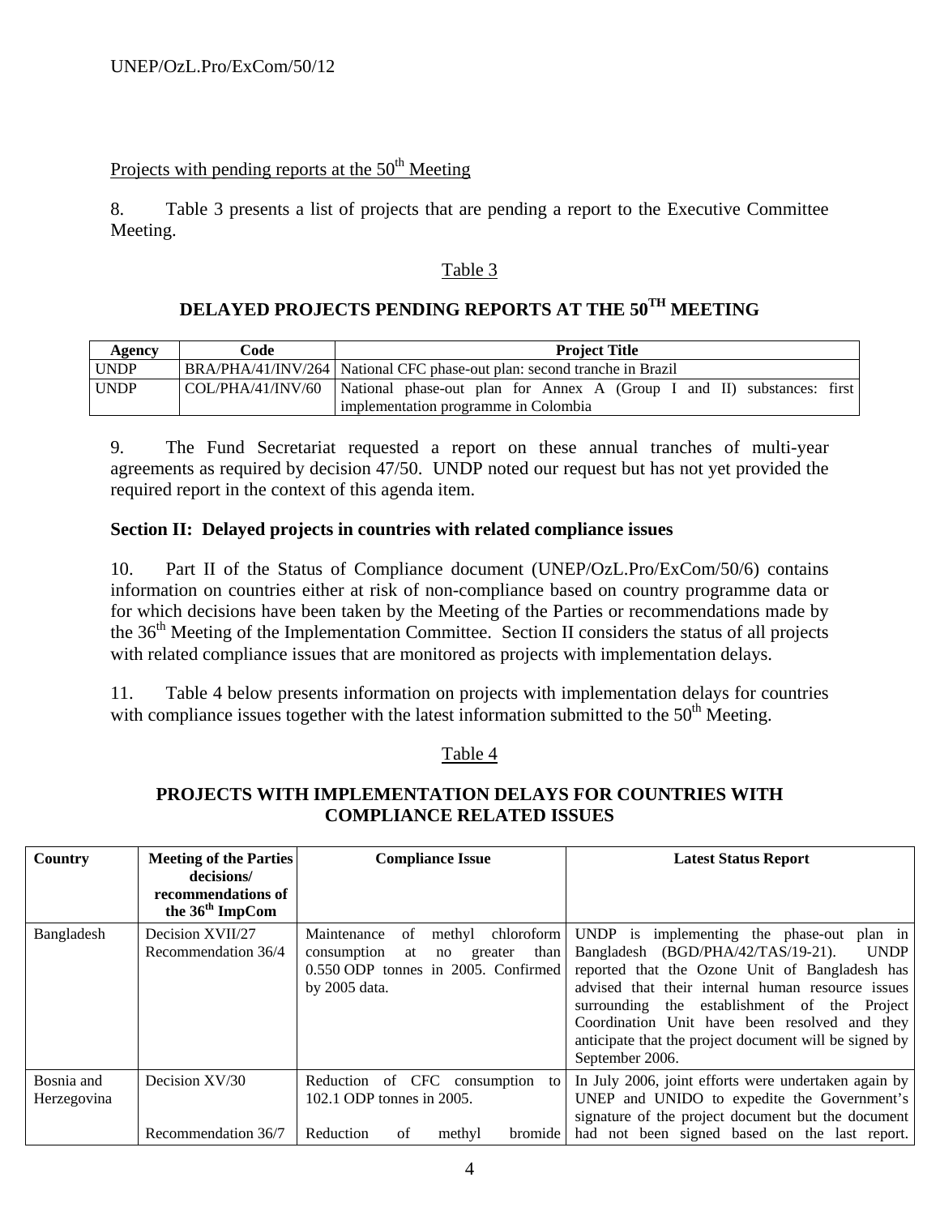Projects with pending reports at the 50th Meeting

8. Table 3 presents a list of projects that are pending a report to the Executive Committee Meeting.

Table 3

**DELAYED PROJECTS PENDING REPORTS AT THE 50TH MEETING**

| Agency | Code | Project Title |
|---|---|---|
| UNDP | BRA/PHA/41/INV/264 | National CFC phase-out plan: second tranche in Brazil |
| UNDP | COL/PHA/41/INV/60 | National phase-out plan for Annex A (Group I and II) substances: first implementation programme in Colombia |

9. The Fund Secretariat requested a report on these annual tranches of multi-year agreements as required by decision 47/50. UNDP noted our request but has not yet provided the required report in the context of this agenda item.

**Section II: Delayed projects in countries with related compliance issues**

10. Part II of the Status of Compliance document (UNEP/OzL.Pro/ExCom/50/6) contains information on countries either at risk of non-compliance based on country programme data or for which decisions have been taken by the Meeting of the Parties or recommendations made by the 36th Meeting of the Implementation Committee. Section II considers the status of all projects with related compliance issues that are monitored as projects with implementation delays.

11. Table 4 below presents information on projects with implementation delays for countries with compliance issues together with the latest information submitted to the 50th Meeting.

Table 4

**PROJECTS WITH IMPLEMENTATION DELAYS FOR COUNTRIES WITH COMPLIANCE RELATED ISSUES**

| Country | Meeting of the Parties decisions/ recommendations of the 36th ImpCom | Compliance Issue | Latest Status Report |
|---|---|---|---|
| Bangladesh | Decision XVII/27<br>Recommendation 36/4 | Maintenance of methyl chloroform consumption at no greater than 0.550 ODP tonnes in 2005. Confirmed by 2005 data. | UNDP is implementing the phase-out plan in Bangladesh (BGD/PHA/42/TAS/19-21). UNDP reported that the Ozone Unit of Bangladesh has advised that their internal human resource issues surrounding the establishment of the Project Coordination Unit have been resolved and they anticipate that the project document will be signed by September 2006. |
| Bosnia and Herzegovina | Decision XV/30<br><br>Recommendation 36/7 | Reduction of CFC consumption to 102.1 ODP tonnes in 2005.<br><br>Reduction of methyl bromide | In July 2006, joint efforts were undertaken again by UNEP and UNIDO to expedite the Government's signature of the project document but the document had not been signed based on the last report. |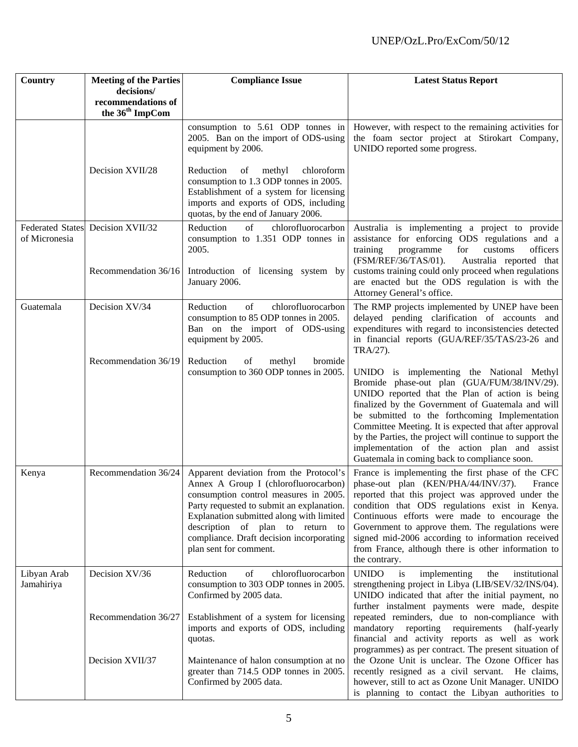| Country | Meeting of the Parties decisions/ recommendations of the 36th ImpCom | Compliance Issue | Latest Status Report |
|---|---|---|---|
| | | consumption to 5.61 ODP tonnes in 2005. Ban on the import of ODS-using equipment by 2006. | However, with respect to the remaining activities for the foam sector project at Stirokart Company, UNIDO reported some progress. |
| | Decision XVII/28 | Reduction of methyl chloroform consumption to 1.3 ODP tonnes in 2005. Establishment of a system for licensing imports and exports of ODS, including quotas, by the end of January 2006. | |
| Federated States of Micronesia | Decision XVII/32 | Reduction of chlorofluorocarbon consumption to 1.351 ODP tonnes in 2005. | Australia is implementing a project to provide assistance for enforcing ODS regulations and a training programme for customs officers (FSM/REF/36/TAS/01). Australia reported that customs training could only proceed when regulations are enacted but the ODS regulation is with the Attorney General's office. |
| | Recommendation 36/16 | Introduction of licensing system by January 2006. | |
| Guatemala | Decision XV/34 | Reduction of chlorofluorocarbon consumption to 85 ODP tonnes in 2005. Ban on the import of ODS-using equipment by 2005. | The RMP projects implemented by UNEP have been delayed pending clarification of accounts and expenditures with regard to inconsistencies detected in financial reports (GUA/REF/35/TAS/23-26 and TRA/27). |
| | Recommendation 36/19 | Reduction of methyl bromide consumption to 360 ODP tonnes in 2005. | UNIDO is implementing the National Methyl Bromide phase-out plan (GUA/FUM/38/INV/29). UNIDO reported that the Plan of action is being finalized by the Government of Guatemala and will be submitted to the forthcoming Implementation Committee Meeting. It is expected that after approval by the Parties, the project will continue to support the implementation of the action plan and assist Guatemala in coming back to compliance soon. |
| Kenya | Recommendation 36/24 | Apparent deviation from the Protocol's Annex A Group I (chlorofluorocarbon) consumption control measures in 2005. Party requested to submit an explanation. Explanation submitted along with limited description of plan to return to compliance. Draft decision incorporating plan sent for comment. | France is implementing the first phase of the CFC phase-out plan (KEN/PHA/44/INV/37). France reported that this project was approved under the condition that ODS regulations exist in Kenya. Continuous efforts were made to encourage the Government to approve them. The regulations were signed mid-2006 according to information received from France, although there is other information to the contrary. |
| Libyan Arab Jamahiriya | Decision XV/36 | Reduction of chlorofluorocarbon consumption to 303 ODP tonnes in 2005. Confirmed by 2005 data. | UNIDO is implementing the institutional strengthening project in Libya (LIB/SEV/32/INS/04). UNIDO indicated that after the initial payment, no further instalment payments were made, despite repeated reminders, due to non-compliance with mandatory reporting requirements (half-yearly financial and activity reports as well as work programmes) as per contract. The present situation of the Ozone Unit is unclear. The Ozone Officer has recently resigned as a civil servant. He claims, however, still to act as Ozone Unit Manager. UNIDO is planning to contact the Libyan authorities to |
| | Recommendation 36/27 | Establishment of a system for licensing imports and exports of ODS, including quotas. | |
| | Decision XVII/37 | Maintenance of halon consumption at no greater than 714.5 ODP tonnes in 2005. Confirmed by 2005 data. | |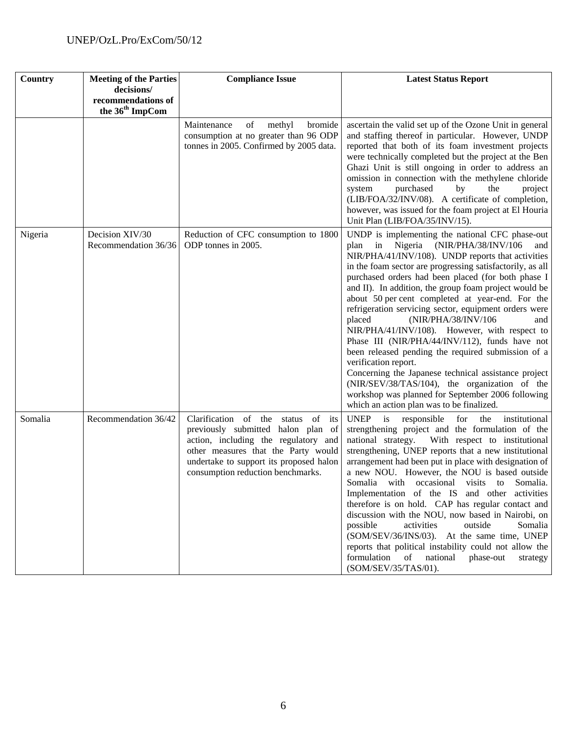| Country | Meeting of the Parties decisions/ recommendations of the 36th ImpCom | Compliance Issue | Latest Status Report |
|---|---|---|---|
| | | Maintenance of methyl bromide consumption at no greater than 96 ODP tonnes in 2005. Confirmed by 2005 data. | ascertain the valid set up of the Ozone Unit in general and staffing thereof in particular. However, UNDP reported that both of its foam investment projects were technically completed but the project at the Ben Ghazi Unit is still ongoing in order to address an omission in connection with the methylene chloride system purchased by the project (LIB/FOA/32/INV/08). A certificate of completion, however, was issued for the foam project at El Houria Unit Plan (LIB/FOA/35/INV/15). |
| Nigeria | Decision XIV/30 Recommendation 36/36 | Reduction of CFC consumption to 1800 ODP tonnes in 2005. | UNDP is implementing the national CFC phase-out plan in Nigeria (NIR/PHA/38/INV/106 and NIR/PHA/41/INV/108). UNDP reports that activities in the foam sector are progressing satisfactorily, as all purchased orders had been placed (for both phase I and II). In addition, the group foam project would be about 50 per cent completed at year-end. For the refrigeration servicing sector, equipment orders were placed (NIR/PHA/38/INV/106 and NIR/PHA/41/INV/108). However, with respect to Phase III (NIR/PHA/44/INV/112), funds have not been released pending the required submission of a verification report.<br>Concerning the Japanese technical assistance project (NIR/SEV/38/TAS/104), the organization of the workshop was planned for September 2006 following which an action plan was to be finalized. |
| Somalia | Recommendation 36/42 | Clarification of the status of its previously submitted halon plan of action, including the regulatory and other measures that the Party would undertake to support its proposed halon consumption reduction benchmarks. | UNEP is responsible for the institutional strengthening project and the formulation of the national strategy. With respect to institutional strengthening, UNEP reports that a new institutional arrangement had been put in place with designation of a new NOU. However, the NOU is based outside Somalia with occasional visits to Somalia. Implementation of the IS and other activities therefore is on hold. CAP has regular contact and discussion with the NOU, now based in Nairobi, on possible activities outside Somalia (SOM/SEV/36/INS/03). At the same time, UNEP reports that political instability could not allow the formulation of national phase-out strategy (SOM/SEV/35/TAS/01). |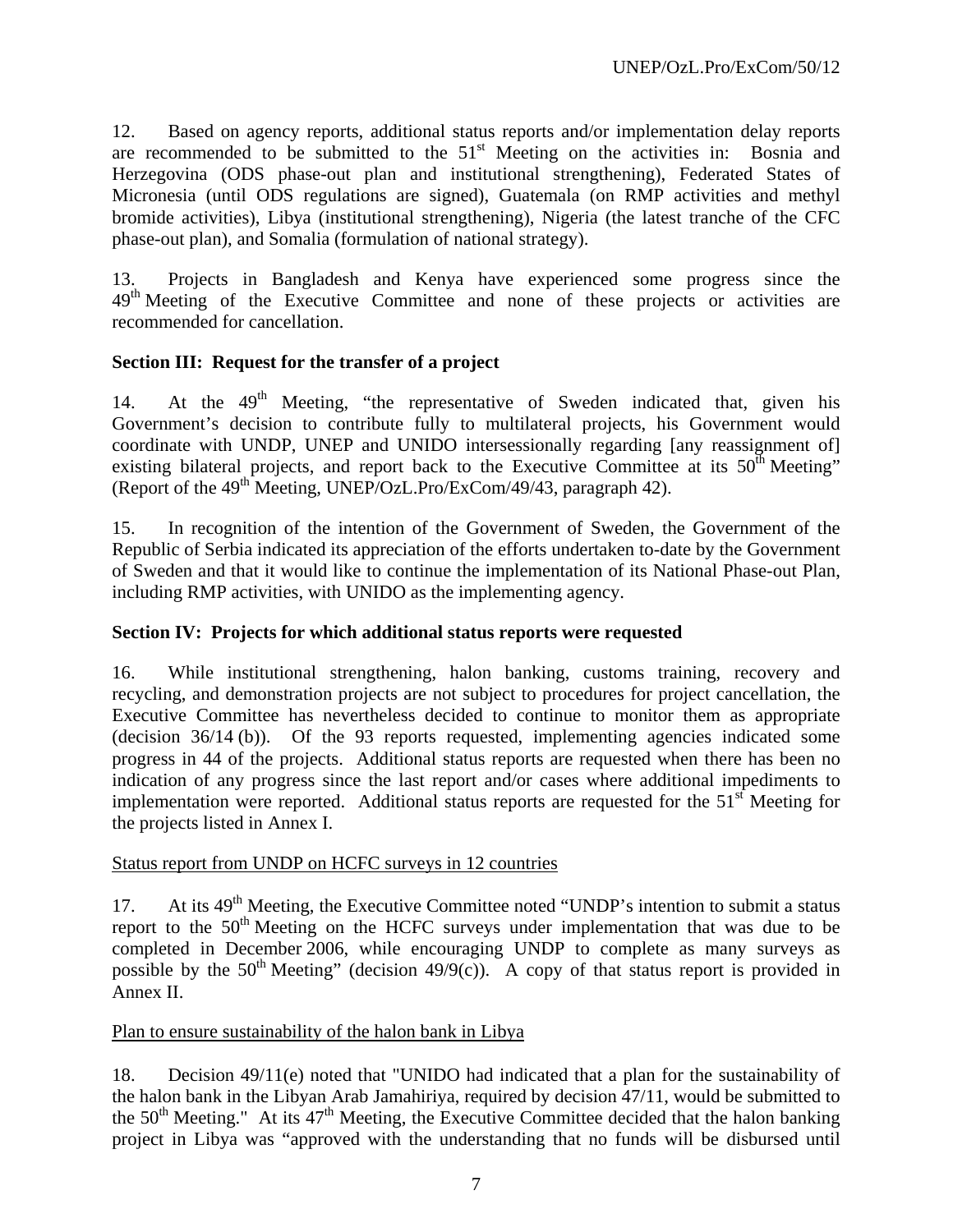12. Based on agency reports, additional status reports and/or implementation delay reports are recommended to be submitted to the 51st Meeting on the activities in: Bosnia and Herzegovina (ODS phase-out plan and institutional strengthening), Federated States of Micronesia (until ODS regulations are signed), Guatemala (on RMP activities and methyl bromide activities), Libya (institutional strengthening), Nigeria (the latest tranche of the CFC phase-out plan), and Somalia (formulation of national strategy).

13. Projects in Bangladesh and Kenya have experienced some progress since the 49th Meeting of the Executive Committee and none of these projects or activities are recommended for cancellation.

**Section III: Request for the transfer of a project**

14. At the 49th Meeting, "the representative of Sweden indicated that, given his Government's decision to contribute fully to multilateral projects, his Government would coordinate with UNDP, UNEP and UNIDO intersessionally regarding [any reassignment of] existing bilateral projects, and report back to the Executive Committee at its 50th Meeting" (Report of the 49th Meeting, UNEP/OzL.Pro/ExCom/49/43, paragraph 42).

15. In recognition of the intention of the Government of Sweden, the Government of the Republic of Serbia indicated its appreciation of the efforts undertaken to-date by the Government of Sweden and that it would like to continue the implementation of its National Phase-out Plan, including RMP activities, with UNIDO as the implementing agency.

**Section IV: Projects for which additional status reports were requested**

16. While institutional strengthening, halon banking, customs training, recovery and recycling, and demonstration projects are not subject to procedures for project cancellation, the Executive Committee has nevertheless decided to continue to monitor them as appropriate (decision 36/14 (b)). Of the 93 reports requested, implementing agencies indicated some progress in 44 of the projects. Additional status reports are requested when there has been no indication of any progress since the last report and/or cases where additional impediments to implementation were reported. Additional status reports are requested for the 51st Meeting for the projects listed in Annex I.

Status report from UNDP on HCFC surveys in 12 countries

17. At its 49th Meeting, the Executive Committee noted "UNDP's intention to submit a status report to the 50th Meeting on the HCFC surveys under implementation that was due to be completed in December 2006, while encouraging UNDP to complete as many surveys as possible by the 50th Meeting" (decision 49/9(c)). A copy of that status report is provided in Annex II.

Plan to ensure sustainability of the halon bank in Libya

18. Decision 49/11(e) noted that "UNIDO had indicated that a plan for the sustainability of the halon bank in the Libyan Arab Jamahiriya, required by decision 47/11, would be submitted to the 50th Meeting." At its 47th Meeting, the Executive Committee decided that the halon banking project in Libya was "approved with the understanding that no funds will be disbursed until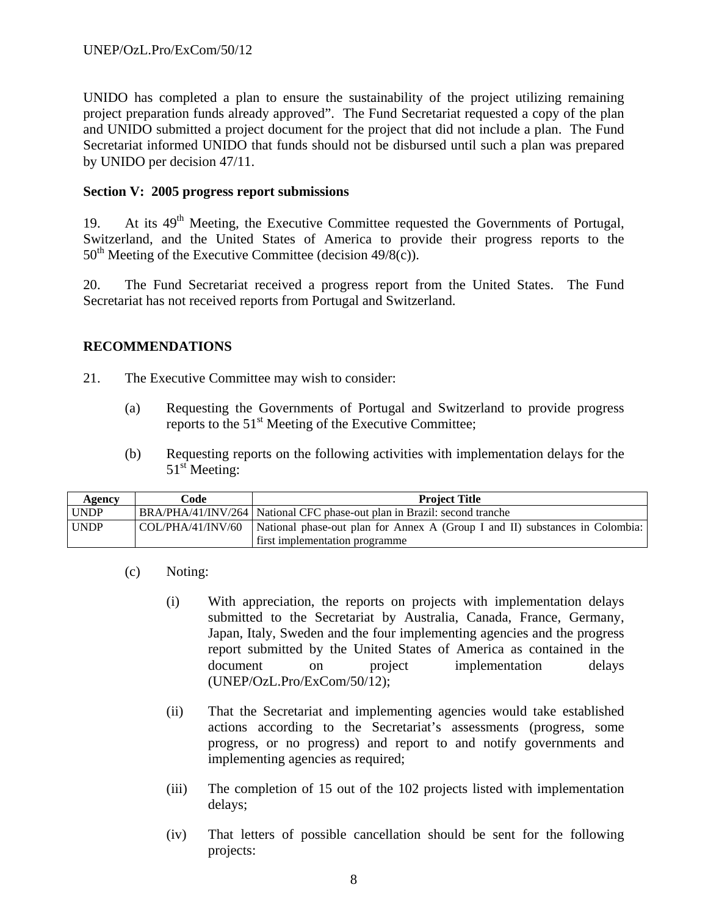UNIDO has completed a plan to ensure the sustainability of the project utilizing remaining project preparation funds already approved". The Fund Secretariat requested a copy of the plan and UNIDO submitted a project document for the project that did not include a plan. The Fund Secretariat informed UNIDO that funds should not be disbursed until such a plan was prepared by UNIDO per decision 47/11.

**Section V: 2005 progress report submissions**

19. At its 49th Meeting, the Executive Committee requested the Governments of Portugal, Switzerland, and the United States of America to provide their progress reports to the 50th Meeting of the Executive Committee (decision 49/8(c)).

20. The Fund Secretariat received a progress report from the United States. The Fund Secretariat has not received reports from Portugal and Switzerland.

## RECOMMENDATIONS

21. The Executive Committee may wish to consider:

(a) Requesting the Governments of Portugal and Switzerland to provide progress reports to the 51st Meeting of the Executive Committee;

(b) Requesting reports on the following activities with implementation delays for the 51st Meeting:

| Agency | Code | Project Title |
|---|---|---|
| UNDP | BRA/PHA/41/INV/264 | National CFC phase-out plan in Brazil: second tranche |
| UNDP | COL/PHA/41/INV/60 | National phase-out plan for Annex A (Group I and II) substances in Colombia: first implementation programme |

(c) Noting:

(i) With appreciation, the reports on projects with implementation delays submitted to the Secretariat by Australia, Canada, France, Germany, Japan, Italy, Sweden and the four implementing agencies and the progress report submitted by the United States of America as contained in the document on project implementation delays (UNEP/OzL.Pro/ExCom/50/12);

(ii) That the Secretariat and implementing agencies would take established actions according to the Secretariat's assessments (progress, some progress, or no progress) and report to and notify governments and implementing agencies as required;

(iii) The completion of 15 out of the 102 projects listed with implementation delays;

(iv) That letters of possible cancellation should be sent for the following projects: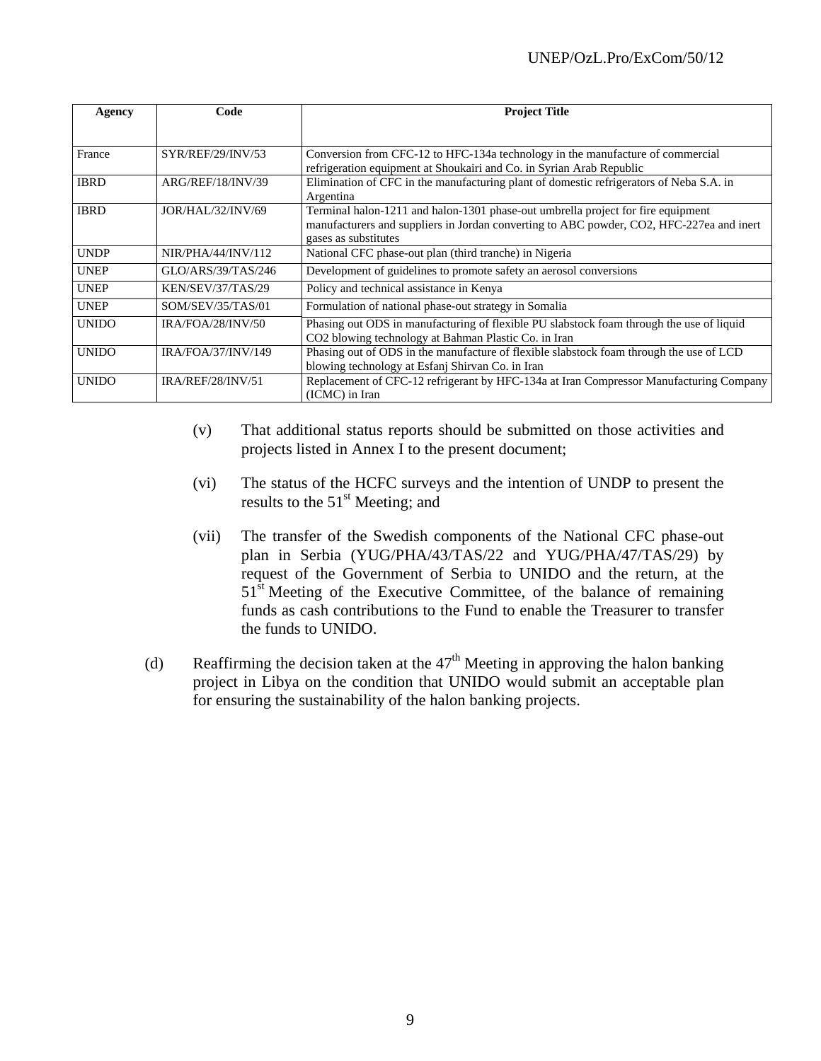| Agency | Code | Project Title |
|---|---|---|
| France | SYR/REF/29/INV/53 | Conversion from CFC-12 to HFC-134a technology in the manufacture of commercial refrigeration equipment at Shoukairi and Co. in Syrian Arab Republic |
| IBRD | ARG/REF/18/INV/39 | Elimination of CFC in the manufacturing plant of domestic refrigerators of Neba S.A. in Argentina |
| IBRD | JOR/HAL/32/INV/69 | Terminal halon-1211 and halon-1301 phase-out umbrella project for fire equipment manufacturers and suppliers in Jordan converting to ABC powder, CO2, HFC-227ea and inert gases as substitutes |
| UNDP | NIR/PHA/44/INV/112 | National CFC phase-out plan (third tranche) in Nigeria |
| UNEP | GLO/ARS/39/TAS/246 | Development of guidelines to promote safety an aerosol conversions |
| UNEP | KEN/SEV/37/TAS/29 | Policy and technical assistance in Kenya |
| UNEP | SOM/SEV/35/TAS/01 | Formulation of national phase-out strategy in Somalia |
| UNIDO | IRA/FOA/28/INV/50 | Phasing out ODS in manufacturing of flexible PU slabstock foam through the use of liquid CO2 blowing technology at Bahman Plastic Co. in Iran |
| UNIDO | IRA/FOA/37/INV/149 | Phasing out of ODS in the manufacture of flexible slabstock foam through the use of LCD blowing technology at Esfanj Shirvan Co. in Iran |
| UNIDO | IRA/REF/28/INV/51 | Replacement of CFC-12 refrigerant by HFC-134a at Iran Compressor Manufacturing Company (ICMC) in Iran |

(v) That additional status reports should be submitted on those activities and projects listed in Annex I to the present document;

(vi) The status of the HCFC surveys and the intention of UNDP to present the results to the 51st Meeting; and

(vii) The transfer of the Swedish components of the National CFC phase-out plan in Serbia (YUG/PHA/43/TAS/22 and YUG/PHA/47/TAS/29) by request of the Government of Serbia to UNIDO and the return, at the 51st Meeting of the Executive Committee, of the balance of remaining funds as cash contributions to the Fund to enable the Treasurer to transfer the funds to UNIDO.

(d) Reaffirming the decision taken at the 47th Meeting in approving the halon banking project in Libya on the condition that UNIDO would submit an acceptable plan for ensuring the sustainability of the halon banking projects.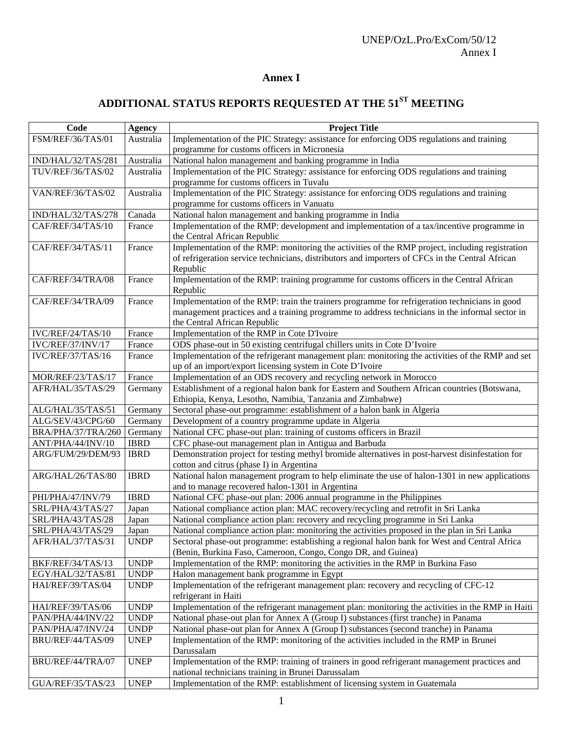# Annex I

## ADDITIONAL STATUS REPORTS REQUESTED AT THE 51ST MEETING

| Code | Agency | Project Title |
|---|---|---|
| FSM/REF/36/TAS/01 | Australia | Implementation of the PIC Strategy: assistance for enforcing ODS regulations and training programme for customs officers in Micronesia |
| IND/HAL/32/TAS/281 | Australia | National halon management and banking programme in India |
| TUV/REF/36/TAS/02 | Australia | Implementation of the PIC Strategy: assistance for enforcing ODS regulations and training programme for customs officers in Tuvalu |
| VAN/REF/36/TAS/02 | Australia | Implementation of the PIC Strategy: assistance for enforcing ODS regulations and training programme for customs officers in Vanuatu |
| IND/HAL/32/TAS/278 | Canada | National halon management and banking programme in India |
| CAF/REF/34/TAS/10 | France | Implementation of the RMP: development and implementation of a tax/incentive programme in the Central African Republic |
| CAF/REF/34/TAS/11 | France | Implementation of the RMP: monitoring the activities of the RMP project, including registration of refrigeration service technicians, distributors and importers of CFCs in the Central African Republic |
| CAF/REF/34/TRA/08 | France | Implementation of the RMP: training programme for customs officers in the Central African Republic |
| CAF/REF/34/TRA/09 | France | Implementation of the RMP: train the trainers programme for refrigeration technicians in good management practices and a training programme to address technicians in the informal sector in the Central African Republic |
| IVC/REF/24/TAS/10 | France | Implementation of the RMP in Cote D'Ivoire |
| IVC/REF/37/INV/17 | France | ODS phase-out in 50 existing centrifugal chillers units in Cote D'Ivoire |
| IVC/REF/37/TAS/16 | France | Implementation of the refrigerant management plan: monitoring the activities of the RMP and set up of an import/export licensing system in Cote D'Ivoire |
| MOR/REF/23/TAS/17 | France | Implementation of an ODS recovery and recycling network in Morocco |
| AFR/HAL/35/TAS/29 | Germany | Establishment of a regional halon bank for Eastern and Southern African countries (Botswana, Ethiopia, Kenya, Lesotho, Namibia, Tanzania and Zimbabwe) |
| ALG/HAL/35/TAS/51 | Germany | Sectoral phase-out programme: establishment of a halon bank in Algeria |
| ALG/SEV/43/CPG/60 | Germany | Development of a country programme update in Algeria |
| BRA/PHA/37/TRA/260 | Germany | National CFC phase-out plan: training of customs officers in Brazil |
| ANT/PHA/44/INV/10 | IBRD | CFC phase-out management plan in Antigua and Barbuda |
| ARG/FUM/29/DEM/93 | IBRD | Demonstration project for testing methyl bromide alternatives in post-harvest disinfestation for cotton and citrus (phase I) in Argentina |
| ARG/HAL/26/TAS/80 | IBRD | National halon management program to help eliminate the use of halon-1301 in new applications and to manage recovered halon-1301 in Argentina |
| PHI/PHA/47/INV/79 | IBRD | National CFC phase-out plan: 2006 annual programme in the Philippines |
| SRL/PHA/43/TAS/27 | Japan | National compliance action plan: MAC recovery/recycling and retrofit in Sri Lanka |
| SRL/PHA/43/TAS/28 | Japan | National compliance action plan: recovery and recycling programme in Sri Lanka |
| SRL/PHA/43/TAS/29 | Japan | National compliance action plan: monitoring the activities proposed in the plan in Sri Lanka |
| AFR/HAL/37/TAS/31 | UNDP | Sectoral phase-out programme: establishing a regional halon bank for West and Central Africa (Benin, Burkina Faso, Cameroon, Congo, Congo DR, and Guinea) |
| BKF/REF/34/TAS/13 | UNDP | Implementation of the RMP: monitoring the activities in the RMP in Burkina Faso |
| EGY/HAL/32/TAS/81 | UNDP | Halon management bank programme in Egypt |
| HAI/REF/39/TAS/04 | UNDP | Implementation of the refrigerant management plan: recovery and recycling of CFC-12 refrigerant in Haiti |
| HAI/REF/39/TAS/06 | UNDP | Implementation of the refrigerant management plan: monitoring the activities in the RMP in Haiti |
| PAN/PHA/44/INV/22 | UNDP | National phase-out plan for Annex A (Group I) substances (first tranche) in Panama |
| PAN/PHA/47/INV/24 | UNDP | National phase-out plan for Annex A (Group I) substances (second tranche) in Panama |
| BRU/REF/44/TAS/09 | UNEP | Implementation of the RMP: monitoring of the activities included in the RMP in Brunei Darussalam |
| BRU/REF/44/TRA/07 | UNEP | Implementation of the RMP: training of trainers in good refrigerant management practices and national technicians training in Brunei Darussalam |
| GUA/REF/35/TAS/23 | UNEP | Implementation of the RMP: establishment of licensing system in Guatemala |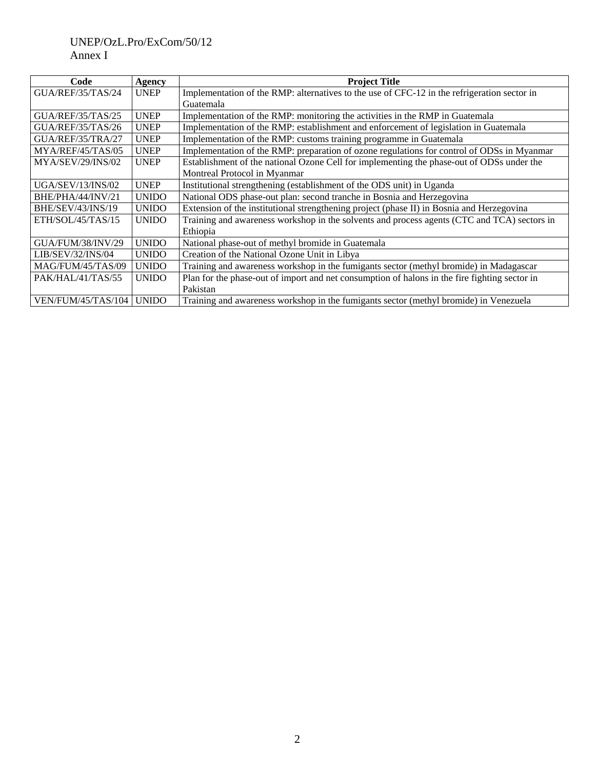| Code | Agency | Project Title |
|---|---|---|
| GUA/REF/35/TAS/24 | UNEP | Implementation of the RMP: alternatives to the use of CFC-12 in the refrigeration sector in Guatemala |
| GUA/REF/35/TAS/25 | UNEP | Implementation of the RMP: monitoring the activities in the RMP in Guatemala |
| GUA/REF/35/TAS/26 | UNEP | Implementation of the RMP: establishment and enforcement of legislation in Guatemala |
| GUA/REF/35/TRA/27 | UNEP | Implementation of the RMP: customs training programme in Guatemala |
| MYA/REF/45/TAS/05 | UNEP | Implementation of the RMP: preparation of ozone regulations for control of ODSs in Myanmar |
| MYA/SEV/29/INS/02 | UNEP | Establishment of the national Ozone Cell for implementing the phase-out of ODSs under the Montreal Protocol in Myanmar |
| UGA/SEV/13/INS/02 | UNEP | Institutional strengthening (establishment of the ODS unit) in Uganda |
| BHE/PHA/44/INV/21 | UNIDO | National ODS phase-out plan: second tranche in Bosnia and Herzegovina |
| BHE/SEV/43/INS/19 | UNIDO | Extension of the institutional strengthening project (phase II) in Bosnia and Herzegovina |
| ETH/SOL/45/TAS/15 | UNIDO | Training and awareness workshop in the solvents and process agents (CTC and TCA) sectors in Ethiopia |
| GUA/FUM/38/INV/29 | UNIDO | National phase-out of methyl bromide in Guatemala |
| LIB/SEV/32/INS/04 | UNIDO | Creation of the National Ozone Unit in Libya |
| MAG/FUM/45/TAS/09 | UNIDO | Training and awareness workshop in the fumigants sector (methyl bromide) in Madagascar |
| PAK/HAL/41/TAS/55 | UNIDO | Plan for the phase-out of import and net consumption of halons in the fire fighting sector in Pakistan |
| VEN/FUM/45/TAS/104 | UNIDO | Training and awareness workshop in the fumigants sector (methyl bromide) in Venezuela |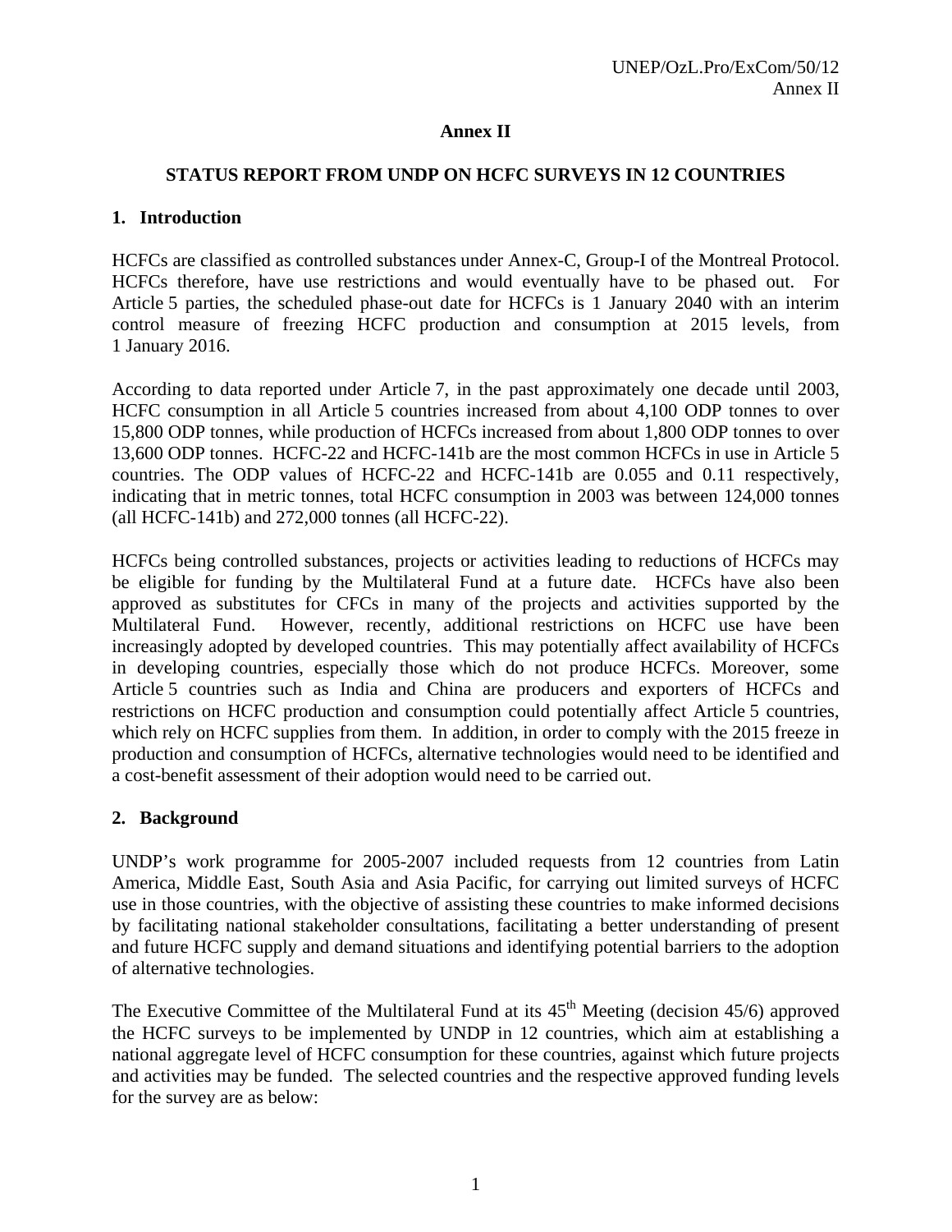# Annex II

## STATUS REPORT FROM UNDP ON HCFC SURVEYS IN 12 COUNTRIES

### 1. Introduction

HCFCs are classified as controlled substances under Annex-C, Group-I of the Montreal Protocol. HCFCs therefore, have use restrictions and would eventually have to be phased out. For Article 5 parties, the scheduled phase-out date for HCFCs is 1 January 2040 with an interim control measure of freezing HCFC production and consumption at 2015 levels, from 1 January 2016.

According to data reported under Article 7, in the past approximately one decade until 2003, HCFC consumption in all Article 5 countries increased from about 4,100 ODP tonnes to over 15,800 ODP tonnes, while production of HCFCs increased from about 1,800 ODP tonnes to over 13,600 ODP tonnes. HCFC-22 and HCFC-141b are the most common HCFCs in use in Article 5 countries. The ODP values of HCFC-22 and HCFC-141b are 0.055 and 0.11 respectively, indicating that in metric tonnes, total HCFC consumption in 2003 was between 124,000 tonnes (all HCFC-141b) and 272,000 tonnes (all HCFC-22).

HCFCs being controlled substances, projects or activities leading to reductions of HCFCs may be eligible for funding by the Multilateral Fund at a future date. HCFCs have also been approved as substitutes for CFCs in many of the projects and activities supported by the Multilateral Fund. However, recently, additional restrictions on HCFC use have been increasingly adopted by developed countries. This may potentially affect availability of HCFCs in developing countries, especially those which do not produce HCFCs. Moreover, some Article 5 countries such as India and China are producers and exporters of HCFCs and restrictions on HCFC production and consumption could potentially affect Article 5 countries, which rely on HCFC supplies from them. In addition, in order to comply with the 2015 freeze in production and consumption of HCFCs, alternative technologies would need to be identified and a cost-benefit assessment of their adoption would need to be carried out.

### 2. Background

UNDP's work programme for 2005-2007 included requests from 12 countries from Latin America, Middle East, South Asia and Asia Pacific, for carrying out limited surveys of HCFC use in those countries, with the objective of assisting these countries to make informed decisions by facilitating national stakeholder consultations, facilitating a better understanding of present and future HCFC supply and demand situations and identifying potential barriers to the adoption of alternative technologies.

The Executive Committee of the Multilateral Fund at its 45th Meeting (decision 45/6) approved the HCFC surveys to be implemented by UNDP in 12 countries, which aim at establishing a national aggregate level of HCFC consumption for these countries, against which future projects and activities may be funded. The selected countries and the respective approved funding levels for the survey are as below: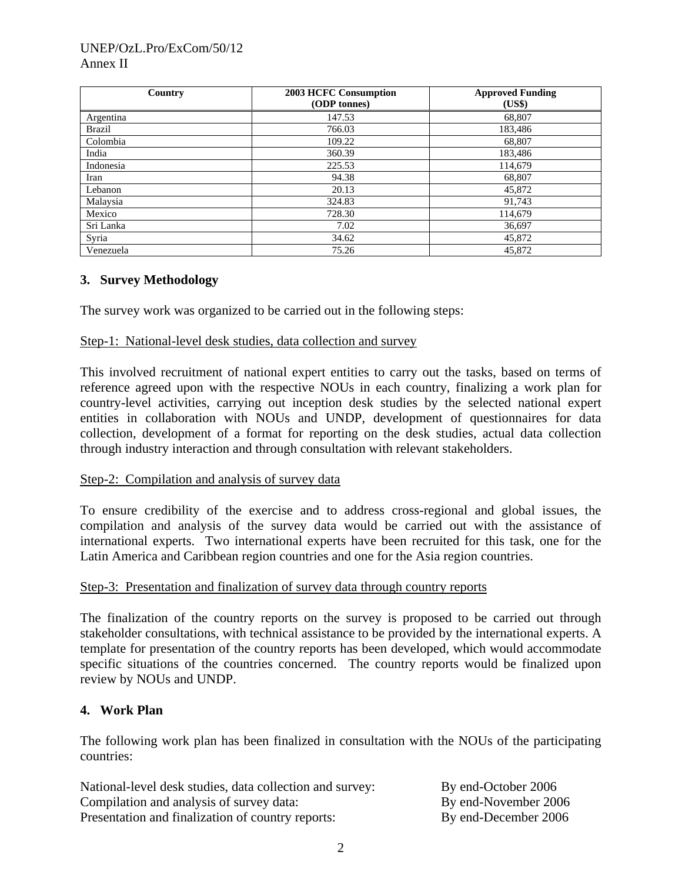| Country | 2003 HCFC Consumption (ODP tonnes) | Approved Funding (US$) |
| --- | --- | --- |
| Argentina | 147.53 | 68,807 |
| Brazil | 766.03 | 183,486 |
| Colombia | 109.22 | 68,807 |
| India | 360.39 | 183,486 |
| Indonesia | 225.53 | 114,679 |
| Iran | 94.38 | 68,807 |
| Lebanon | 20.13 | 45,872 |
| Malaysia | 324.83 | 91,743 |
| Mexico | 728.30 | 114,679 |
| Sri Lanka | 7.02 | 36,697 |
| Syria | 34.62 | 45,872 |
| Venezuela | 75.26 | 45,872 |

## 3. Survey Methodology

The survey work was organized to be carried out in the following steps:

Step-1: National-level desk studies, data collection and survey

This involved recruitment of national expert entities to carry out the tasks, based on terms of reference agreed upon with the respective NOUs in each country, finalizing a work plan for country-level activities, carrying out inception desk studies by the selected national expert entities in collaboration with NOUs and UNDP, development of questionnaires for data collection, development of a format for reporting on the desk studies, actual data collection through industry interaction and through consultation with relevant stakeholders.

Step-2: Compilation and analysis of survey data

To ensure credibility of the exercise and to address cross-regional and global issues, the compilation and analysis of the survey data would be carried out with the assistance of international experts. Two international experts have been recruited for this task, one for the Latin America and Caribbean region countries and one for the Asia region countries.

Step-3: Presentation and finalization of survey data through country reports

The finalization of the country reports on the survey is proposed to be carried out through stakeholder consultations, with technical assistance to be provided by the international experts. A template for presentation of the country reports has been developed, which would accommodate specific situations of the countries concerned. The country reports would be finalized upon review by NOUs and UNDP.

## 4. Work Plan

The following work plan has been finalized in consultation with the NOUs of the participating countries:

| | |
| --- | --- |
| National-level desk studies, data collection and survey: | By end-October 2006 |
| Compilation and analysis of survey data: | By end-November 2006 |
| Presentation and finalization of country reports: | By end-December 2006 |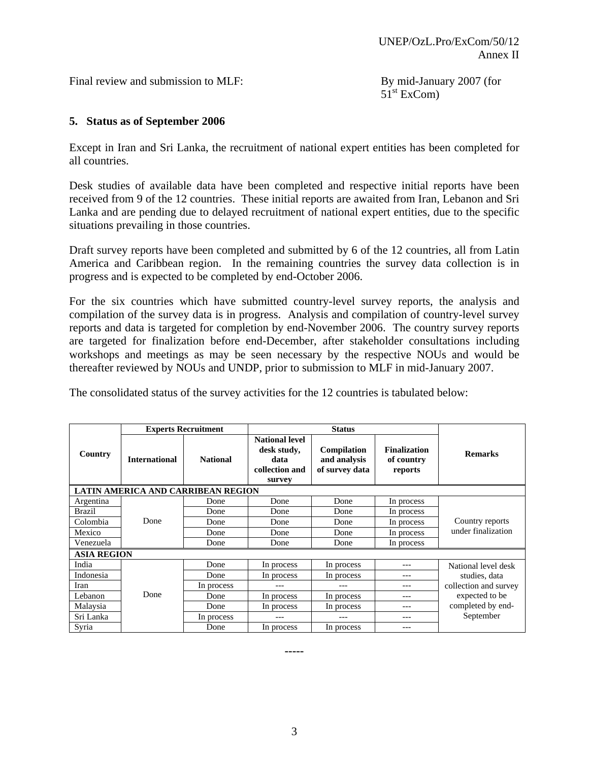Final review and submission to MLF: By mid-January 2007 (for $51^{st}$ ExCom)

## 5. Status as of September 2006

Except in Iran and Sri Lanka, the recruitment of national expert entities has been completed for all countries.

Desk studies of available data have been completed and respective initial reports have been received from 9 of the 12 countries. These initial reports are awaited from Iran, Lebanon and Sri Lanka and are pending due to delayed recruitment of national expert entities, due to the specific situations prevailing in those countries.

Draft survey reports have been completed and submitted by 6 of the 12 countries, all from Latin America and Caribbean region. In the remaining countries the survey data collection is in progress and is expected to be completed by end-October 2006.

For the six countries which have submitted country-level survey reports, the analysis and compilation of the survey data is in progress. Analysis and compilation of country-level survey reports and data is targeted for completion by end-November 2006. The country survey reports are targeted for finalization before end-December, after stakeholder consultations including workshops and meetings as may be seen necessary by the respective NOUs and would be thereafter reviewed by NOUs and UNDP, prior to submission to MLF in mid-January 2007.

The consolidated status of the survey activities for the 12 countries is tabulated below:

| Country | Experts Recruitment | | Status | | | Remarks |
|---|---|---|---|---|---|---|
| | International | National | National level desk study, data collection and survey | Compilation and analysis of survey data | Finalization of country reports | |
| **LATIN AMERICA AND CARRIBEAN REGION** | | | | | | |
| Argentina | Done | Done | Done | Done | In process | Country reports under finalization |
| Brazil | | Done | Done | Done | In process | |
| Colombia | | Done | Done | Done | In process | |
| Mexico | | Done | Done | Done | In process | |
| Venezuela | | Done | Done | Done | In process | |
| **ASIA REGION** | | | | | | |
| India | Done | Done | In process | In process | --- | National level desk studies, data collection and survey expected to be completed by end-September |
| Indonesia | | Done | In process | In process | --- | |
| Iran | | In process | --- | --- | --- | |
| Lebanon | | Done | In process | In process | --- | |
| Malaysia | | Done | In process | In process | --- | |
| Sri Lanka | | In process | --- | --- | --- | |
| Syria | | Done | In process | In process | --- | |

-----